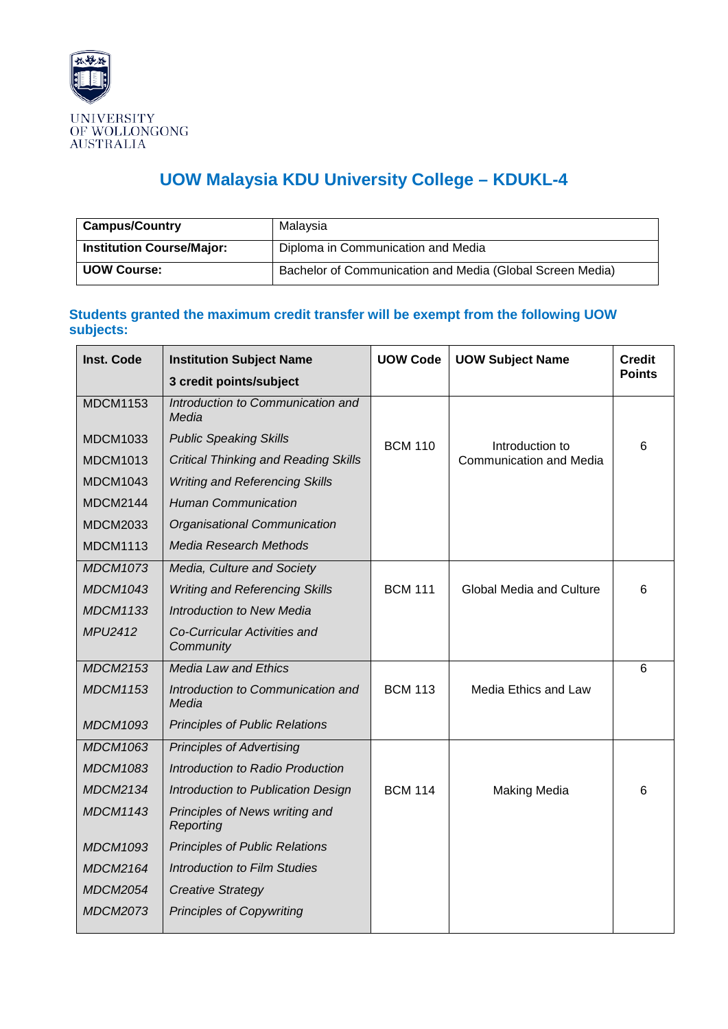UNIVERSITY OF WOLLONGONG AUSTRALIA

# UOW Malaysia KDU University College – KDUKL-4

| Campus/Country | Malaysia |
|---|---|
| **Institution Course/Major:** | Diploma in Communication and Media |
| **UOW Course:** | Bachelor of Communication and Media (Global Screen Media) |

## Students granted the maximum credit transfer will be exempt from the following UOW subjects:

| Inst. Code | Institution Subject Name<br>3 credit points/subject | UOW Code | UOW Subject Name | Credit Points |
|---|---|---|---|---|
| MDCM1153 | *Introduction to Communication and Media* | BCM 110 | Introduction to Communication and Media | 6 |
| MDCM1033 | *Public Speaking Skills* | | | |
| MDCM1013 | *Critical Thinking and Reading Skills* | | | |
| MDCM1043 | *Writing and Referencing Skills* | | | |
| MDCM2144 | *Human Communication* | | | |
| MDCM2033 | *Organisational Communication* | | | |
| MDCM1113 | *Media Research Methods* | | | |
| *MDCM1073* | *Media, Culture and Society* | BCM 111 | Global Media and Culture | 6 |
| *MDCM1043* | *Writing and Referencing Skills* | | | |
| *MDCM1133* | *Introduction to New Media* | | | |
| *MPU2412* | *Co-Curricular Activities and Community* | | | |
| *MDCM2153* | *Media Law and Ethics* | BCM 113 | Media Ethics and Law | 6 |
| *MDCM1153* | *Introduction to Communication and Media* | | | |
| *MDCM1093* | *Principles of Public Relations* | | | |
| *MDCM1063* | *Principles of Advertising* | BCM 114 | Making Media | 6 |
| *MDCM1083* | *Introduction to Radio Production* | | | |
| *MDCM2134* | *Introduction to Publication Design* | | | |
| *MDCM1143* | *Principles of News writing and Reporting* | | | |
| *MDCM1093* | *Principles of Public Relations* | | | |
| *MDCM2164* | *Introduction to Film Studies* | | | |
| *MDCM2054* | *Creative Strategy* | | | |
| *MDCM2073* | *Principles of Copywriting* | | | |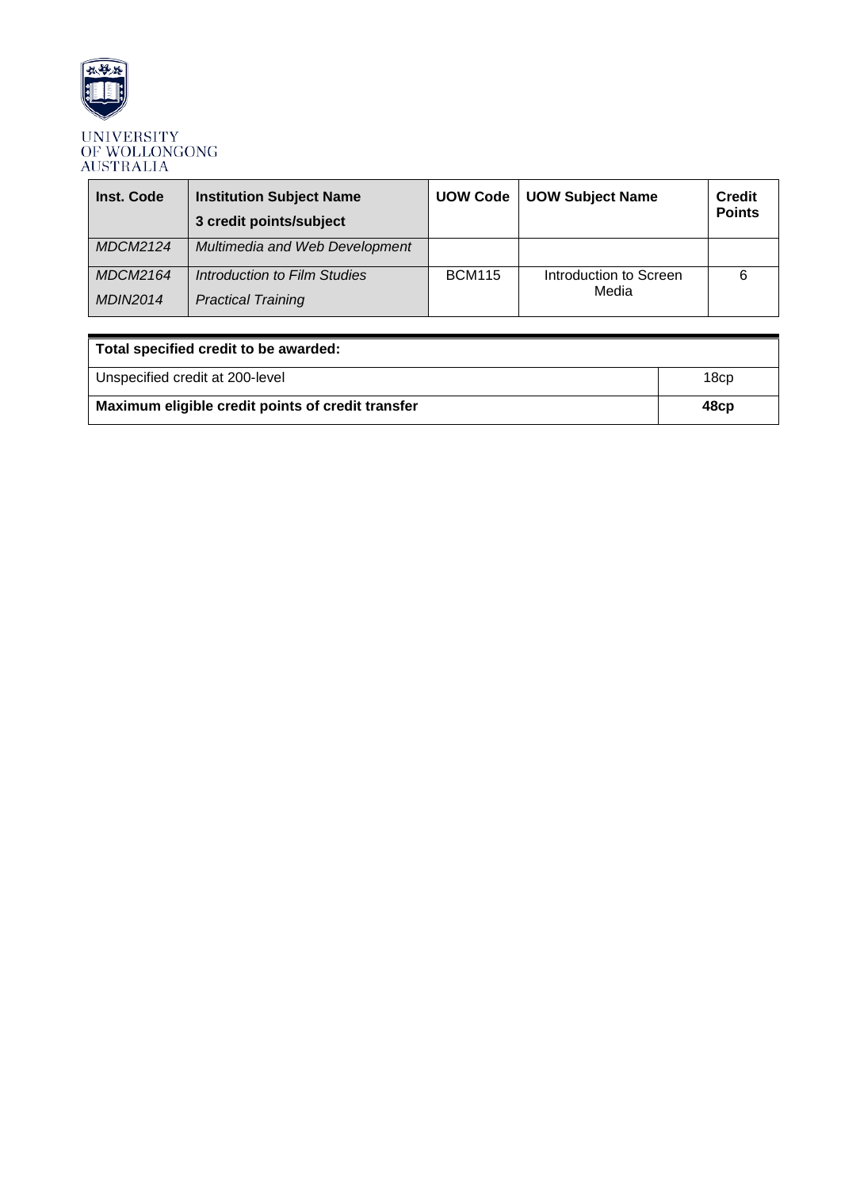UNIVERSITY
OF WOLLONGONG
AUSTRALIA

| Inst. Code | Institution Subject Name<br>3 credit points/subject | UOW Code | UOW Subject Name | Credit Points |
|---|---|---|---|---|
| *MDCM2124* | *Multimedia and Web Development* | | | |
| *MDCM2164*<br>*MDIN2014* | *Introduction to Film Studies*<br>*Practical Training* | BCM115 | Introduction to Screen Media | 6 |

| **Total specified credit to be awarded:** | |
|---|---|
| Unspecified credit at 200-level | 18cp |
| **Maximum eligible credit points of credit transfer** | **48cp** |